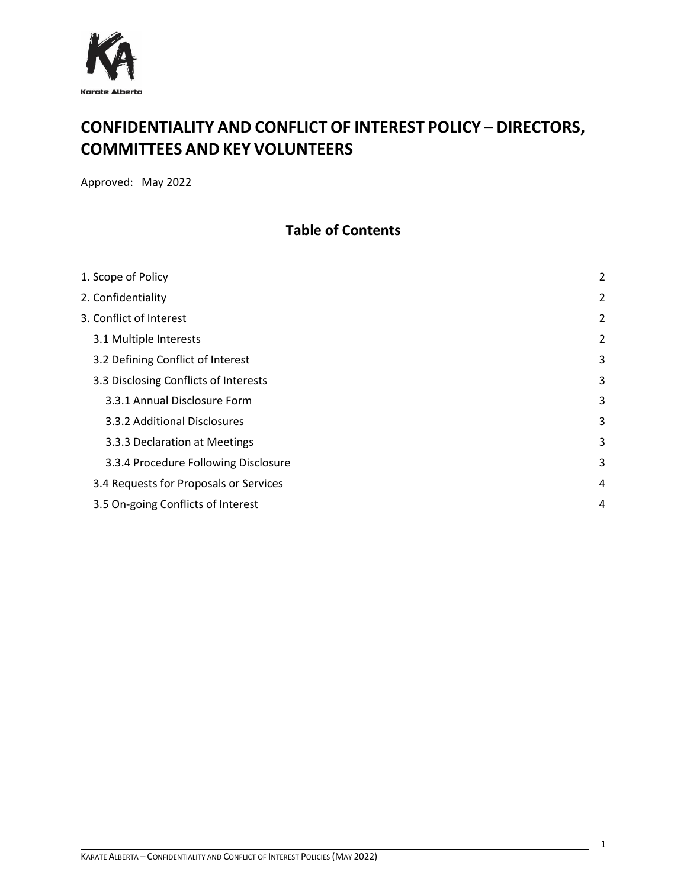# CONFIDENTIALITY AND CONFLICT OF INTEREST POLICY – DIRECTORS, COMMITTEES AND KEY VOLUNTEERS

Approved: May 2022

## Table of Contents

- 1. Scope of Policy — 2
- 2. Confidentiality — 2
- 3. Conflict of Interest — 2
  - 3.1 Multiple Interests — 2
  - 3.2 Defining Conflict of Interest — 3
  - 3.3 Disclosing Conflicts of Interests — 3
    - 3.3.1 Annual Disclosure Form — 3
    - 3.3.2 Additional Disclosures — 3
    - 3.3.3 Declaration at Meetings — 3
    - 3.3.4 Procedure Following Disclosure — 3
  - 3.4 Requests for Proposals or Services — 4
  - 3.5 On-going Conflicts of Interest — 4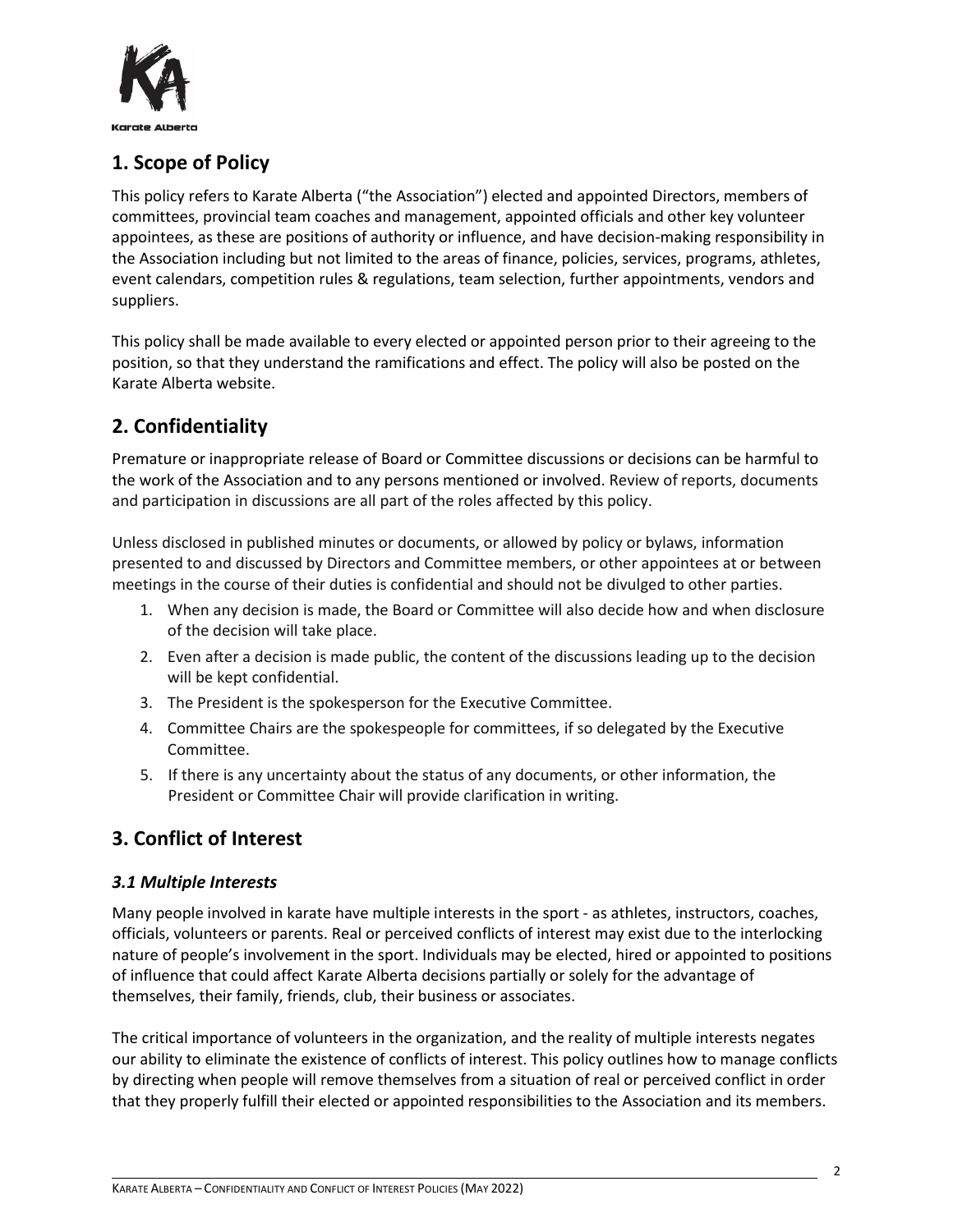## 1. Scope of Policy

This policy refers to Karate Alberta ("the Association") elected and appointed Directors, members of committees, provincial team coaches and management, appointed officials and other key volunteer appointees, as these are positions of authority or influence, and have decision-making responsibility in the Association including but not limited to the areas of finance, policies, services, programs, athletes, event calendars, competition rules & regulations, team selection, further appointments, vendors and suppliers.

This policy shall be made available to every elected or appointed person prior to their agreeing to the position, so that they understand the ramifications and effect. The policy will also be posted on the Karate Alberta website.

## 2. Confidentiality

Premature or inappropriate release of Board or Committee discussions or decisions can be harmful to the work of the Association and to any persons mentioned or involved. Review of reports, documents and participation in discussions are all part of the roles affected by this policy.

Unless disclosed in published minutes or documents, or allowed by policy or bylaws, information presented to and discussed by Directors and Committee members, or other appointees at or between meetings in the course of their duties is confidential and should not be divulged to other parties.

1. When any decision is made, the Board or Committee will also decide how and when disclosure of the decision will take place.
2. Even after a decision is made public, the content of the discussions leading up to the decision will be kept confidential.
3. The President is the spokesperson for the Executive Committee.
4. Committee Chairs are the spokespeople for committees, if so delegated by the Executive Committee.
5. If there is any uncertainty about the status of any documents, or other information, the President or Committee Chair will provide clarification in writing.

## 3. Conflict of Interest

### *3.1 Multiple Interests*

Many people involved in karate have multiple interests in the sport - as athletes, instructors, coaches, officials, volunteers or parents. Real or perceived conflicts of interest may exist due to the interlocking nature of people's involvement in the sport. Individuals may be elected, hired or appointed to positions of influence that could affect Karate Alberta decisions partially or solely for the advantage of themselves, their family, friends, club, their business or associates.

The critical importance of volunteers in the organization, and the reality of multiple interests negates our ability to eliminate the existence of conflicts of interest. This policy outlines how to manage conflicts by directing when people will remove themselves from a situation of real or perceived conflict in order that they properly fulfill their elected or appointed responsibilities to the Association and its members.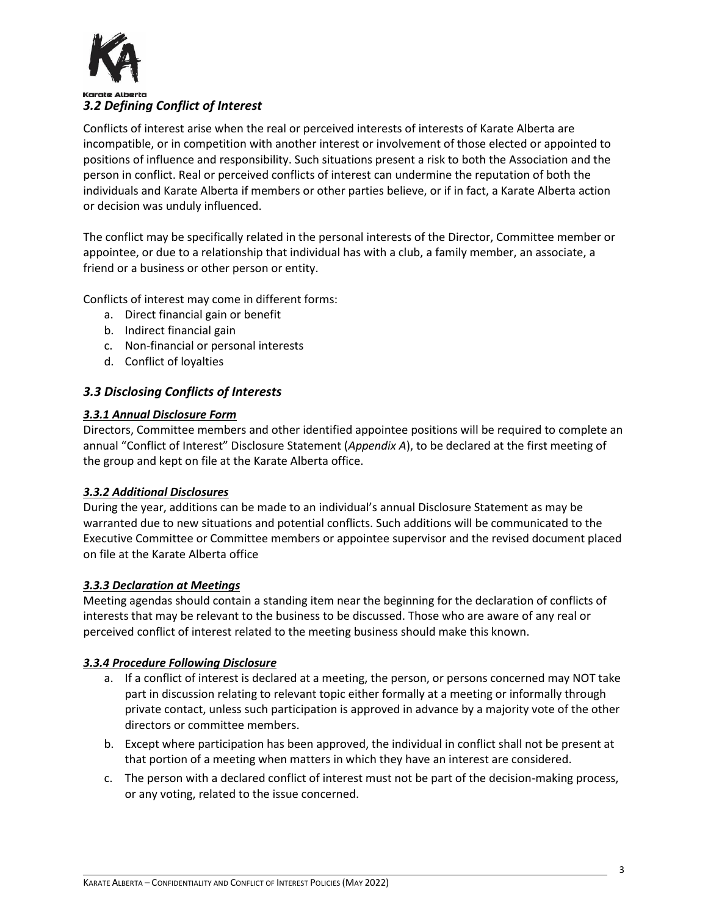### *3.2 Defining Conflict of Interest*

Conflicts of interest arise when the real or perceived interests of interests of Karate Alberta are incompatible, or in competition with another interest or involvement of those elected or appointed to positions of influence and responsibility. Such situations present a risk to both the Association and the person in conflict. Real or perceived conflicts of interest can undermine the reputation of both the individuals and Karate Alberta if members or other parties believe, or if in fact, a Karate Alberta action or decision was unduly influenced.

The conflict may be specifically related in the personal interests of the Director, Committee member or appointee, or due to a relationship that individual has with a club, a family member, an associate, a friend or a business or other person or entity.

Conflicts of interest may come in different forms:

a. Direct financial gain or benefit
b. Indirect financial gain
c. Non-financial or personal interests
d. Conflict of loyalties

### *3.3 Disclosing Conflicts of Interests*

#### ***3.3.1 Annual Disclosure Form***

Directors, Committee members and other identified appointee positions will be required to complete an annual "Conflict of Interest" Disclosure Statement (*Appendix A*), to be declared at the first meeting of the group and kept on file at the Karate Alberta office.

#### ***3.3.2 Additional Disclosures***

During the year, additions can be made to an individual's annual Disclosure Statement as may be warranted due to new situations and potential conflicts. Such additions will be communicated to the Executive Committee or Committee members or appointee supervisor and the revised document placed on file at the Karate Alberta office

#### ***3.3.3 Declaration at Meetings***

Meeting agendas should contain a standing item near the beginning for the declaration of conflicts of interests that may be relevant to the business to be discussed. Those who are aware of any real or perceived conflict of interest related to the meeting business should make this known.

#### ***3.3.4 Procedure Following Disclosure***

a. If a conflict of interest is declared at a meeting, the person, or persons concerned may NOT take part in discussion relating to relevant topic either formally at a meeting or informally through private contact, unless such participation is approved in advance by a majority vote of the other directors or committee members.
b. Except where participation has been approved, the individual in conflict shall not be present at that portion of a meeting when matters in which they have an interest are considered.
c. The person with a declared conflict of interest must not be part of the decision-making process, or any voting, related to the issue concerned.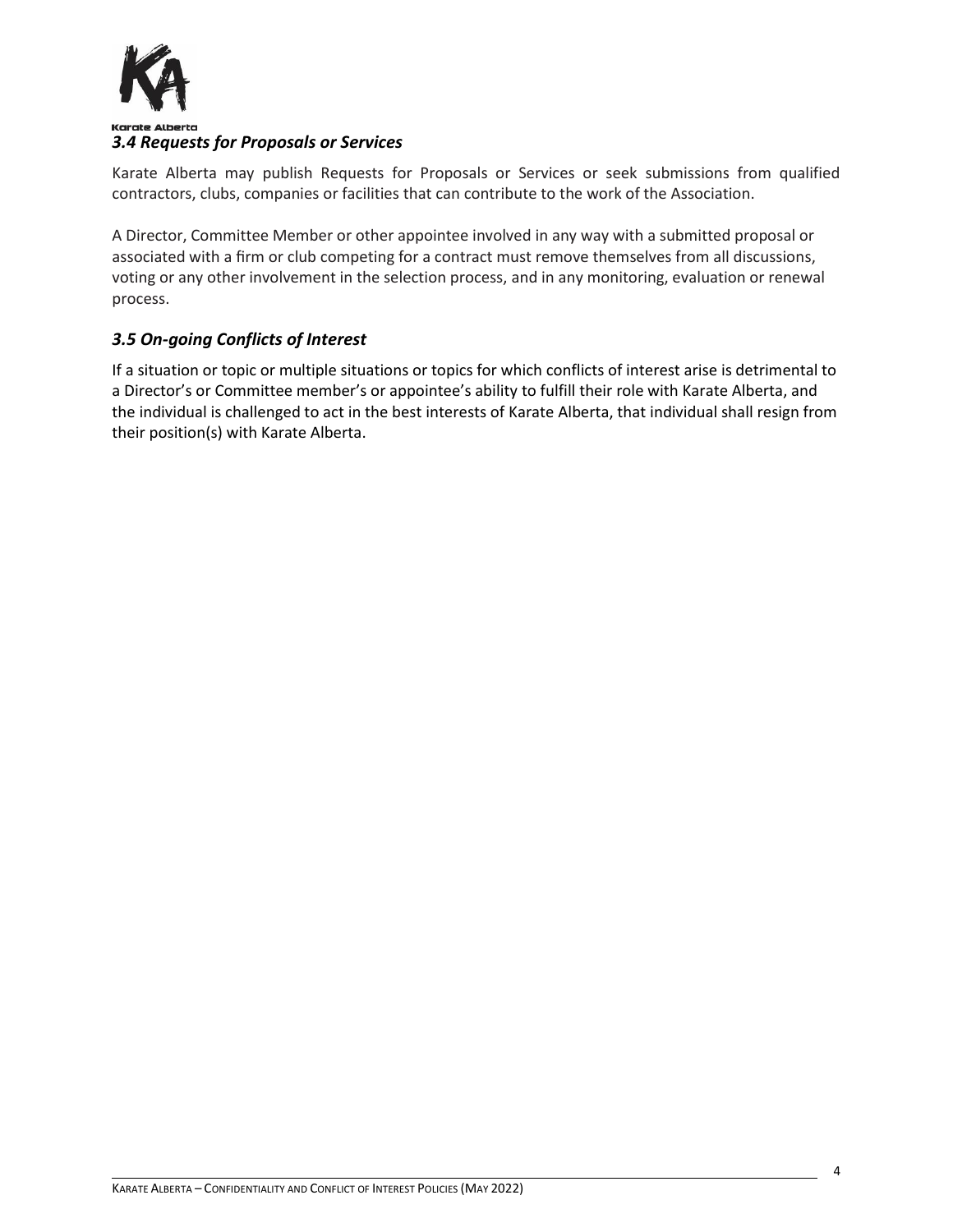### *3.4 Requests for Proposals or Services*

Karate Alberta may publish Requests for Proposals or Services or seek submissions from qualified contractors, clubs, companies or facilities that can contribute to the work of the Association.

A Director, Committee Member or other appointee involved in any way with a submitted proposal or associated with a firm or club competing for a contract must remove themselves from all discussions, voting or any other involvement in the selection process, and in any monitoring, evaluation or renewal process.

### *3.5 On-going Conflicts of Interest*

If a situation or topic or multiple situations or topics for which conflicts of interest arise is detrimental to a Director's or Committee member's or appointee's ability to fulfill their role with Karate Alberta, and the individual is challenged to act in the best interests of Karate Alberta, that individual shall resign from their position(s) with Karate Alberta.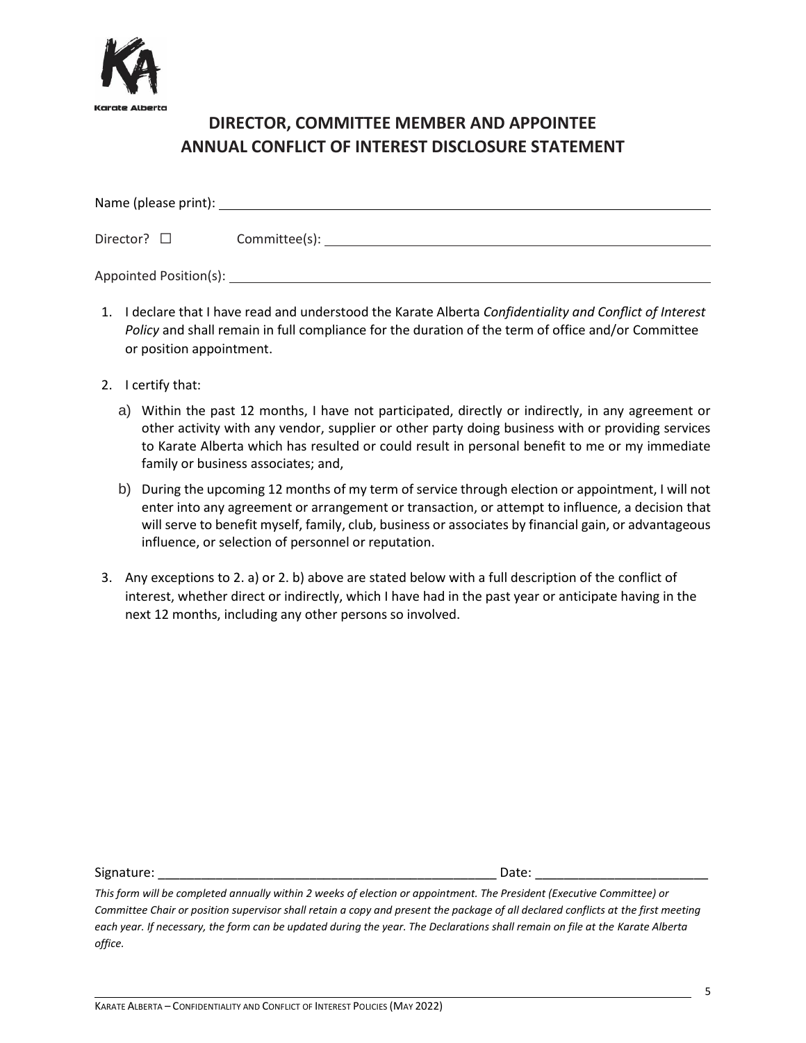# DIRECTOR, COMMITTEE MEMBER AND APPOINTEE ANNUAL CONFLICT OF INTEREST DISCLOSURE STATEMENT

Name (please print): ______________________________________________

Director? ☐ Committee(s): ______________________________________________

Appointed Position(s): ______________________________________________

1. I declare that I have read and understood the Karate Alberta *Confidentiality and Conflict of Interest Policy* and shall remain in full compliance for the duration of the term of office and/or Committee or position appointment.

2. I certify that:

   a) Within the past 12 months, I have not participated, directly or indirectly, in any agreement or other activity with any vendor, supplier or other party doing business with or providing services to Karate Alberta which has resulted or could result in personal benefit to me or my immediate family or business associates; and,

   b) During the upcoming 12 months of my term of service through election or appointment, I will not enter into any agreement or arrangement or transaction, or attempt to influence, a decision that will serve to benefit myself, family, club, business or associates by financial gain, or advantageous influence, or selection of personnel or reputation.

3. Any exceptions to 2. a) or 2. b) above are stated below with a full description of the conflict of interest, whether direct or indirectly, which I have had in the past year or anticipate having in the next 12 months, including any other persons so involved.

Signature: ______________________________________________ Date: ________________________

*This form will be completed annually within 2 weeks of election or appointment. The President (Executive Committee) or Committee Chair or position supervisor shall retain a copy and present the package of all declared conflicts at the first meeting each year. If necessary, the form can be updated during the year. The Declarations shall remain on file at the Karate Alberta office.*